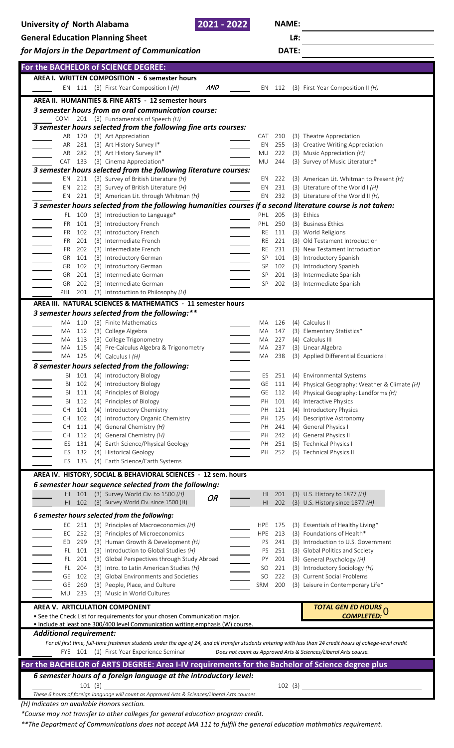**University *of* North Alabama** **2021 - 2022**

**General Education Planning Sheet**

***for Majors in the Department of Communication***

**NAME:**

**L#:**

**DATE:**

## For the BACHELOR of SCIENCE DEGREE:

### AREA I. WRITTEN COMPOSITION - 6 semester hours

- EN 111 (3) First-Year Composition I *(H)* ***AND*** EN 112 (3) First-Year Composition II *(H)*

### AREA II. HUMANITIES & FINE ARTS - 12 semester hours

***3 semester hours from an oral communication course:***

- COM 201 (3) Fundamentals of Speech *(H)*

***3 semester hours selected from the following fine arts courses:***

| | |
|---|---|
| AR 170 (3) Art Appreciation | CAT 210 (3) Theatre Appreciation |
| AR 281 (3) Art History Survey I* | EN 255 (3) Creative Writing Appreciation |
| AR 282 (3) Art History Survey II* | MU 222 (3) Music Appreciation *(H)* |
| CAT 133 (3) Cinema Appreciation* | MU 244 (3) Survey of Music Literature* |

***3 semester hours selected from the following literature courses:***

| | |
|---|---|
| EN 211 (3) Survey of British Literature *(H)* | EN 222 (3) American Lit. Whitman to Present *(H)* |
| EN 212 (3) Survey of British Literature *(H)* | EN 231 (3) Literature of the World I *(H)* |
| EN 221 (3) American Lit. through Whitman *(H)* | EN 232 (3) Literature of the World II *(H)* |

***3 semester hours selected from the following humanities courses if a second literature course is not taken:***

| | |
|---|---|
| FL 100 (3) Introduction to Language* | PHL 205 (3) Ethics |
| FR 101 (3) Introductory French | PHL 250 (3) Business Ethics |
| FR 102 (3) Introductory French | RE 111 (3) World Religions |
| FR 201 (3) Intermediate French | RE 221 (3) Old Testament Introduction |
| FR 202 (3) Intermediate French | RE 231 (3) New Testament Introduction |
| GR 101 (3) Introductory German | SP 101 (3) Introductory Spanish |
| GR 102 (3) Introductory German | SP 102 (3) Introductory Spanish |
| GR 201 (3) Intermediate German | SP 201 (3) Intermediate Spanish |
| GR 202 (3) Intermediate German | SP 202 (3) Intermediate Spanish |
| PHL 201 (3) Introduction to Philosophy *(H)* | |

### AREA III. NATURAL SCIENCES & MATHEMATICS - 11 semester hours

***3 semester hours selected from the following:\*\****

| | |
|---|---|
| MA 110 (3) Finite Mathematics | MA 126 (4) Calculus II |
| MA 112 (3) College Algebra | MA 147 (3) Elementary Statistics* |
| MA 113 (3) College Trigonometry | MA 227 (4) Calculus III |
| MA 115 (4) Pre-Calculus Algebra & Trigonometry | MA 237 (3) Linear Algebra |
| MA 125 (4) Calculus I *(H)* | MA 238 (3) Applied Differential Equations I |

***8 semester hours selected from the following:***

| | |
|---|---|
| BI 101 (4) Introductory Biology | ES 251 (4) Environmental Systems |
| BI 102 (4) Introductory Biology | GE 111 (4) Physical Geography: Weather & Climate *(H)* |
| BI 111 (4) Principles of Biology | GE 112 (4) Physical Geography: Landforms *(H)* |
| BI 112 (4) Principles of Biology | PH 101 (4) Interactive Physics |
| CH 101 (4) Introductory Chemistry | PH 121 (4) Introductory Physics |
| CH 102 (4) Introductory Organic Chemistry | PH 125 (4) Descriptive Astronomy |
| CH 111 (4) General Chemistry *(H)* | PH 241 (4) General Physics I |
| CH 112 (4) General Chemistry *(H)* | PH 242 (4) General Physics II |
| ES 131 (4) Earth Science/Physical Geology | PH 251 (5) Technical Physics I |
| ES 132 (4) Historical Geology | PH 252 (5) Technical Physics II |
| ES 133 (4) Earth Science/Earth Systems | |

### AREA IV. HISTORY, SOCIAL & BEHAVIORAL SCIENCES - 12 sem. hours

***6 semester hour sequence selected from the following:***

| | | |
|---|---|---|
| HI 101 (3) Survey World Civ. to 1500 *(H)* | ***OR*** | HI 201 (3) U.S. History to 1877 *(H)* |
| HI 102 (3) Survey World Civ. since 1500 (H) | | HI 202 (3) U.S. History since 1877 *(H)* |

***6 semester hours selected from the following:***

| | |
|---|---|
| EC 251 (3) Principles of Macroeconomics *(H)* | HPE 175 (3) Essentials of Healthy Living* |
| EC 252 (3) Principles of Microeconomics | HPE 213 (3) Foundations of Health* |
| ED 299 (3) Human Growth & Development *(H)* | PS 241 (3) Introduction to U.S. Government |
| FL 101 (3) Introduction to Global Studies *(H)* | PS 251 (3) Global Politics and Society |
| FL 201 (3) Global Perspectives through Study Abroad | PY 201 (3) General Psychology *(H)* |
| FL 204 (3) Intro. to Latin American Studies *(H)* | SO 221 (3) Introductory Sociology *(H)* |
| GE 102 (3) Global Environments and Societies | SO 222 (3) Current Social Problems |
| GE 260 (3) People, Place, and Culture | SRM 200 (3) Leisure in Contemporary Life* |
| MU 233 (3) Music in World Cultures | |

### AREA V. ARTICULATION COMPONENT

- See the Check List for requirements for your chosen Communication major.
- Include at least one 300/400 level Communication writing emphasis (W) course.

***TOTAL GEN ED HOURS COMPLETED:*** 0

***Additional requirement:***

*For all first time, full-time freshmen students under the age of 24, and all transfer students entering with less than 24 credit hours of college-level credit*

FYE 101 (1) First-Year Experience Seminar — *Does not count as Approved Arts & Sciences/Liberal Arts course.*

## For the BACHELOR of ARTS DEGREE: Area I-IV requirements for the Bachelor of Science degree plus

***6 semester hours of a foreign language at the introductory level:***

101 (3) ______ 102 (3) ______

*These 6 hours of foreign language will count as Approved Arts & Sciences/Liberal Arts courses.*

*(H) Indicates an available Honors section.*

**Course may not transfer to other colleges for general education program credit.*

***The Department of Communications does not accept MA 111 to fulfill the general education mathmatics requirement.*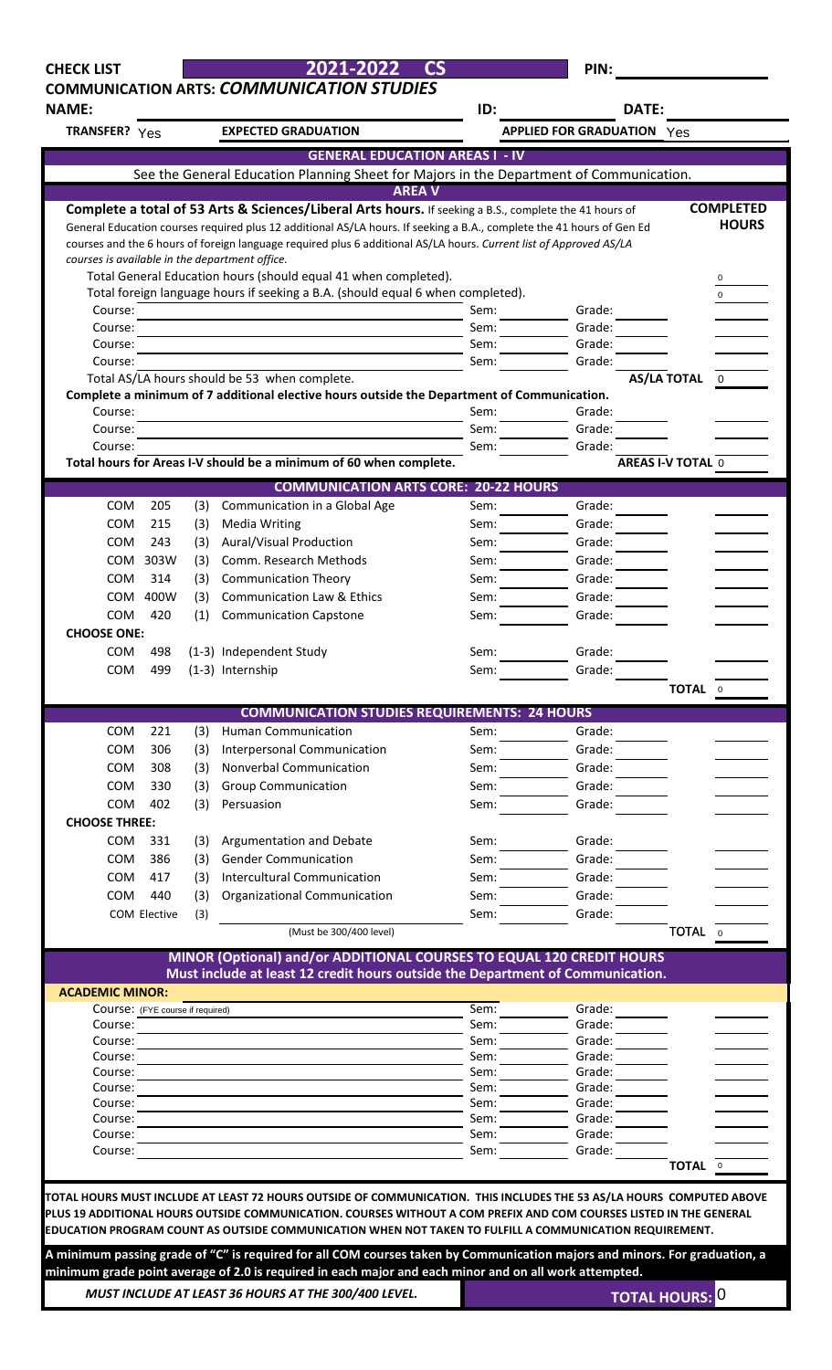**CHECK LIST** **2021-2022 CS** **PIN:**

## COMMUNICATION ARTS: *COMMUNICATION STUDIES*

**NAME:** **ID:** **DATE:**

**TRANSFER?** Yes **EXPECTED GRADUATION** **APPLIED FOR GRADUATION** Yes

### GENERAL EDUCATION AREAS I - IV

See the General Education Planning Sheet for Majors in the Department of Communication.

### AREA V

**Complete a total of 53 Arts & Sciences/Liberal Arts hours.** If seeking a B.S., complete the 41 hours of General Education courses required plus 12 additional AS/LA hours. If seeking a B.A., complete the 41 hours of Gen Ed courses and the 6 hours of foreign language required plus 6 additional AS/LA hours. *Current list of Approved AS/LA courses is available in the department office.*

**COMPLETED HOURS**

| | | | |
|---|---|---|---|
| Total General Education hours (should equal 41 when completed). | | | 0 |
| Total foreign language hours if seeking a B.A. (should equal 6 when completed). | | | 0 |
| Course: | Sem: | Grade: | |
| Course: | Sem: | Grade: | |
| Course: | Sem: | Grade: | |
| Course: | Sem: | Grade: | |
| Total AS/LA hours should be 53 when complete. | | **AS/LA TOTAL** | 0 |

**Complete a minimum of 7 additional elective hours outside the Department of Communication.**

| | | | |
|---|---|---|---|
| Course: | Sem: | Grade: | |
| Course: | Sem: | Grade: | |
| Course: | Sem: | Grade: | |
| **Total hours for Areas I-V should be a minimum of 60 when complete.** | | **AREAS I-V TOTAL** | 0 |

### COMMUNICATION ARTS CORE: 20-22 HOURS

| | | | | | | |
|---|---|---|---|---|---|---|
| COM | 205 | (3) | Communication in a Global Age | Sem: | Grade: | |
| COM | 215 | (3) | Media Writing | Sem: | Grade: | |
| COM | 243 | (3) | Aural/Visual Production | Sem: | Grade: | |
| COM | 303W | (3) | Comm. Research Methods | Sem: | Grade: | |
| COM | 314 | (3) | Communication Theory | Sem: | Grade: | |
| COM | 400W | (3) | Communication Law & Ethics | Sem: | Grade: | |
| COM | 420 | (1) | Communication Capstone | Sem: | Grade: | |
| **CHOOSE ONE:** | | | | | | |
| COM | 498 | (1-3) | Independent Study | Sem: | Grade: | |
| COM | 499 | (1-3) | Internship | Sem: | Grade: | |
| | | | | | **TOTAL** | 0 |

### COMMUNICATION STUDIES REQUIREMENTS: 24 HOURS

| | | | | | | |
|---|---|---|---|---|---|---|
| COM | 221 | (3) | Human Communication | Sem: | Grade: | |
| COM | 306 | (3) | Interpersonal Communication | Sem: | Grade: | |
| COM | 308 | (3) | Nonverbal Communication | Sem: | Grade: | |
| COM | 330 | (3) | Group Communication | Sem: | Grade: | |
| COM | 402 | (3) | Persuasion | Sem: | Grade: | |
| **CHOOSE THREE:** | | | | | | |
| COM | 331 | (3) | Argumentation and Debate | Sem: | Grade: | |
| COM | 386 | (3) | Gender Communication | Sem: | Grade: | |
| COM | 417 | (3) | Intercultural Communication | Sem: | Grade: | |
| COM | 440 | (3) | Organizational Communication | Sem: | Grade: | |
| COM Elective | | (3) | (Must be 300/400 level) | Sem: | Grade: | |
| | | | | | **TOTAL** | 0 |

### MINOR (Optional) and/or ADDITIONAL COURSES TO EQUAL 120 CREDIT HOURS
**Must include at least 12 credit hours outside the Department of Communication.**

**ACADEMIC MINOR:**

| | | | |
|---|---|---|---|
| Course: (FYE course if required) | Sem: | Grade: | |
| Course: | Sem: | Grade: | |
| Course: | Sem: | Grade: | |
| Course: | Sem: | Grade: | |
| Course: | Sem: | Grade: | |
| Course: | Sem: | Grade: | |
| Course: | Sem: | Grade: | |
| Course: | Sem: | Grade: | |
| Course: | Sem: | Grade: | |
| Course: | Sem: | Grade: | |
| | | **TOTAL** | 0 |

**TOTAL HOURS MUST INCLUDE AT LEAST 72 HOURS OUTSIDE OF COMMUNICATION. THIS INCLUDES THE 53 AS/LA HOURS COMPUTED ABOVE PLUS 19 ADDITIONAL HOURS OUTSIDE COMMUNICATION. COURSES WITHOUT A COM PREFIX AND COM COURSES LISTED IN THE GENERAL EDUCATION PROGRAM COUNT AS OUTSIDE COMMUNICATION WHEN NOT TAKEN TO FULFILL A COMMUNICATION REQUIREMENT.**

**A minimum passing grade of "C" is required for all COM courses taken by Communication majors and minors. For graduation, a minimum grade point average of 2.0 is required in each major and each minor and on all work attempted.**

***MUST INCLUDE AT LEAST 36 HOURS AT THE 300/400 LEVEL.*** **TOTAL HOURS:** 0